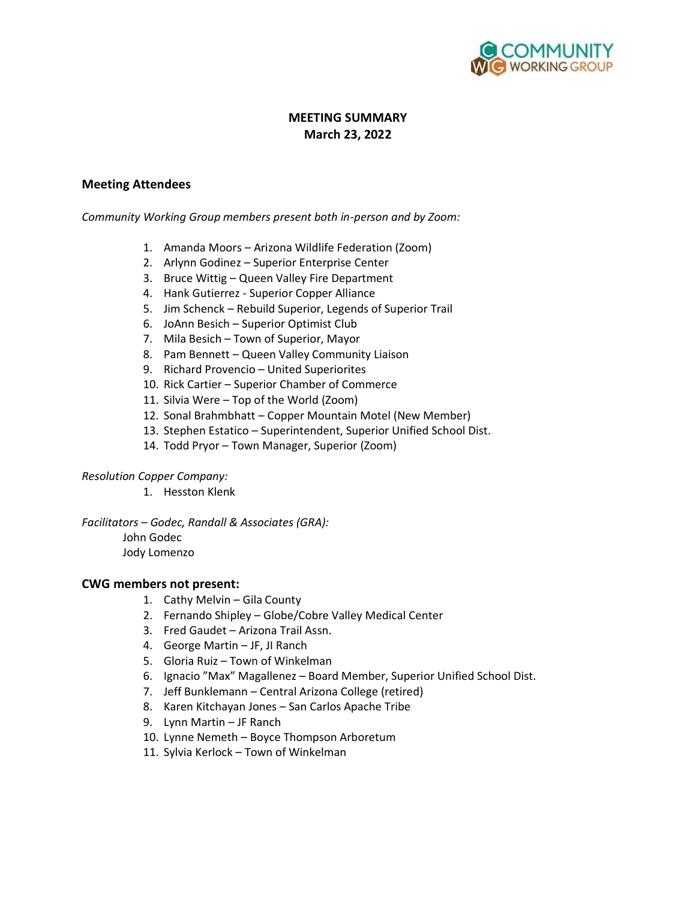# MEETING SUMMARY
## March 23, 2022

### Meeting Attendees

*Community Working Group members present both in-person and by Zoom:*

1. Amanda Moors – Arizona Wildlife Federation (Zoom)
2. Arlynn Godinez – Superior Enterprise Center
3. Bruce Wittig – Queen Valley Fire Department
4. Hank Gutierrez - Superior Copper Alliance
5. Jim Schenck – Rebuild Superior, Legends of Superior Trail
6. JoAnn Besich – Superior Optimist Club
7. Mila Besich – Town of Superior, Mayor
8. Pam Bennett – Queen Valley Community Liaison
9. Richard Provencio – United Superiorites
10. Rick Cartier – Superior Chamber of Commerce
11. Silvia Were – Top of the World (Zoom)
12. Sonal Brahmbhatt – Copper Mountain Motel (New Member)
13. Stephen Estatico – Superintendent, Superior Unified School Dist.
14. Todd Pryor – Town Manager, Superior (Zoom)

*Resolution Copper Company:*

1. Hesston Klenk

*Facilitators – Godec, Randall & Associates (GRA):*

John Godec
Jody Lomenzo

### CWG members not present:

1. Cathy Melvin – Gila County
2. Fernando Shipley – Globe/Cobre Valley Medical Center
3. Fred Gaudet – Arizona Trail Assn.
4. George Martin – JF, JI Ranch
5. Gloria Ruiz – Town of Winkelman
6. Ignacio "Max" Magallenez – Board Member, Superior Unified School Dist.
7. Jeff Bunklemann – Central Arizona College (retired)
8. Karen Kitchayan Jones – San Carlos Apache Tribe
9. Lynn Martin – JF Ranch
10. Lynne Nemeth – Boyce Thompson Arboretum
11. Sylvia Kerlock – Town of Winkelman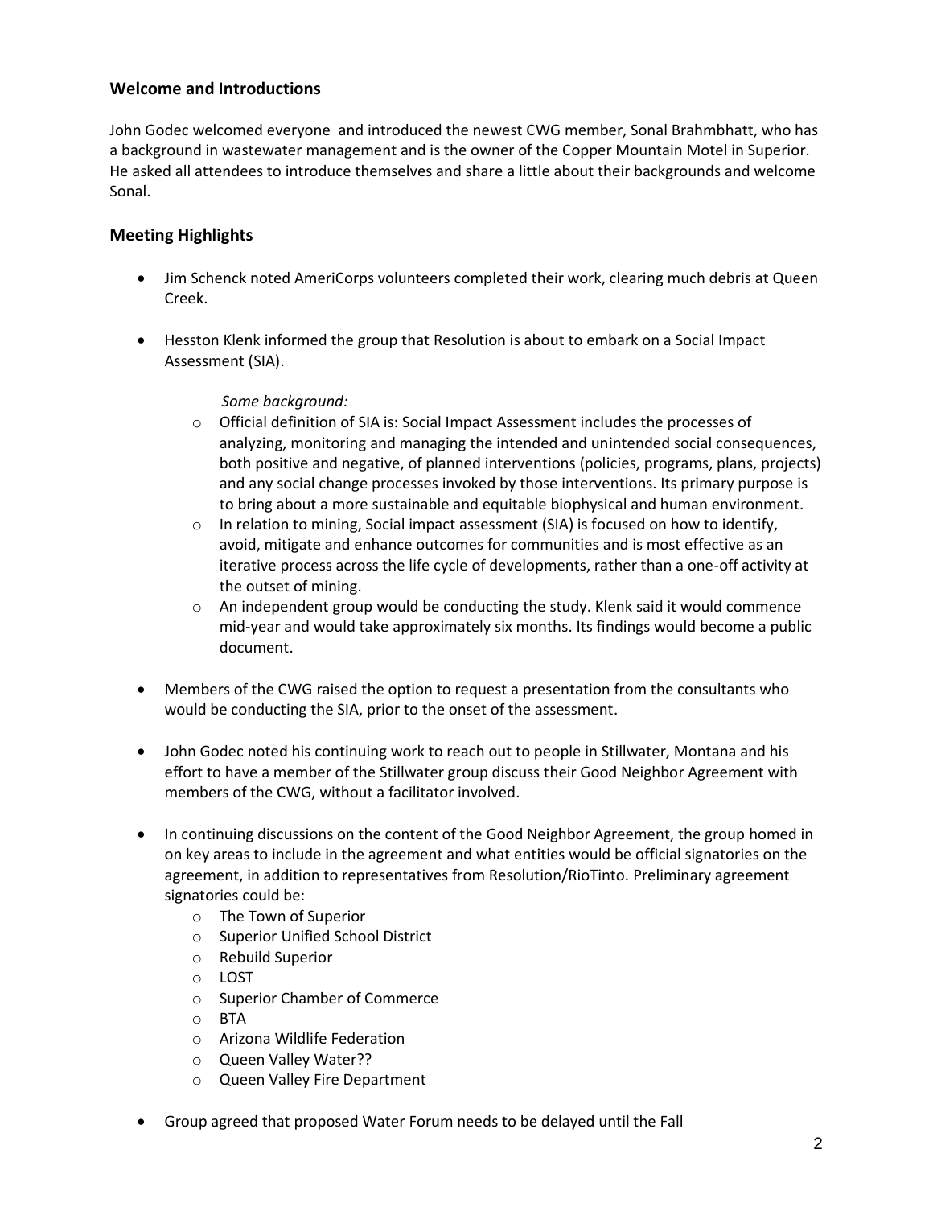## Welcome and Introductions

John Godec welcomed everyone and introduced the newest CWG member, Sonal Brahmbhatt, who has a background in wastewater management and is the owner of the Copper Mountain Motel in Superior. He asked all attendees to introduce themselves and share a little about their backgrounds and welcome Sonal.

## Meeting Highlights

- Jim Schenck noted AmeriCorps volunteers completed their work, clearing much debris at Queen Creek.

- Hesston Klenk informed the group that Resolution is about to embark on a Social Impact Assessment (SIA).

  *Some background:*
  - Official definition of SIA is: Social Impact Assessment includes the processes of analyzing, monitoring and managing the intended and unintended social consequences, both positive and negative, of planned interventions (policies, programs, plans, projects) and any social change processes invoked by those interventions. Its primary purpose is to bring about a more sustainable and equitable biophysical and human environment.
  - In relation to mining, Social impact assessment (SIA) is focused on how to identify, avoid, mitigate and enhance outcomes for communities and is most effective as an iterative process across the life cycle of developments, rather than a one-off activity at the outset of mining.
  - An independent group would be conducting the study. Klenk said it would commence mid-year and would take approximately six months. Its findings would become a public document.

- Members of the CWG raised the option to request a presentation from the consultants who would be conducting the SIA, prior to the onset of the assessment.

- John Godec noted his continuing work to reach out to people in Stillwater, Montana and his effort to have a member of the Stillwater group discuss their Good Neighbor Agreement with members of the CWG, without a facilitator involved.

- In continuing discussions on the content of the Good Neighbor Agreement, the group homed in on key areas to include in the agreement and what entities would be official signatories on the agreement, in addition to representatives from Resolution/RioTinto. Preliminary agreement signatories could be:
  - The Town of Superior
  - Superior Unified School District
  - Rebuild Superior
  - LOST
  - Superior Chamber of Commerce
  - BTA
  - Arizona Wildlife Federation
  - Queen Valley Water??
  - Queen Valley Fire Department

- Group agreed that proposed Water Forum needs to be delayed until the Fall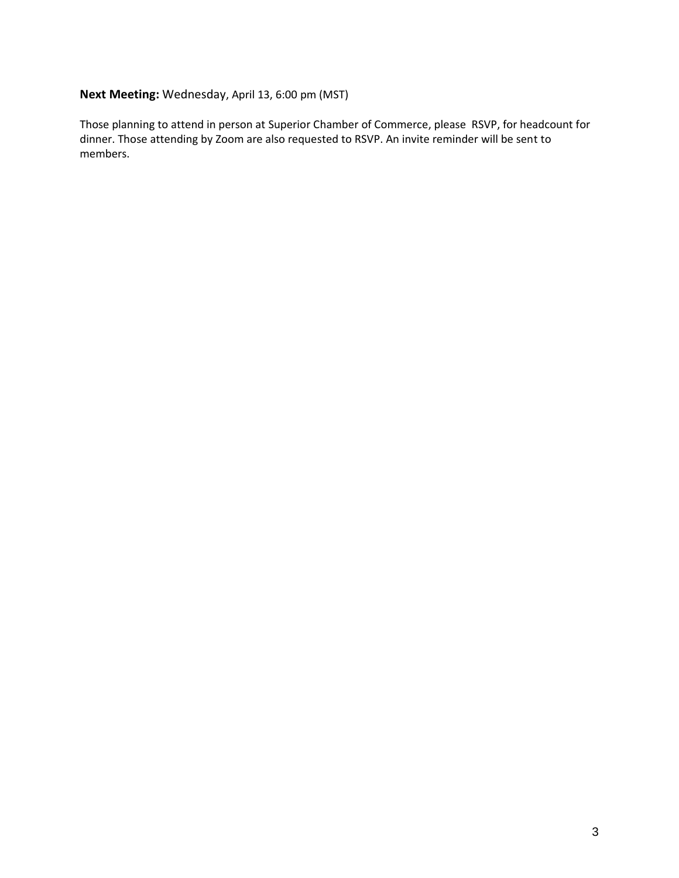**Next Meeting:** Wednesday, April 13, 6:00 pm (MST)

Those planning to attend in person at Superior Chamber of Commerce, please RSVP, for headcount for dinner. Those attending by Zoom are also requested to RSVP. An invite reminder will be sent to members.